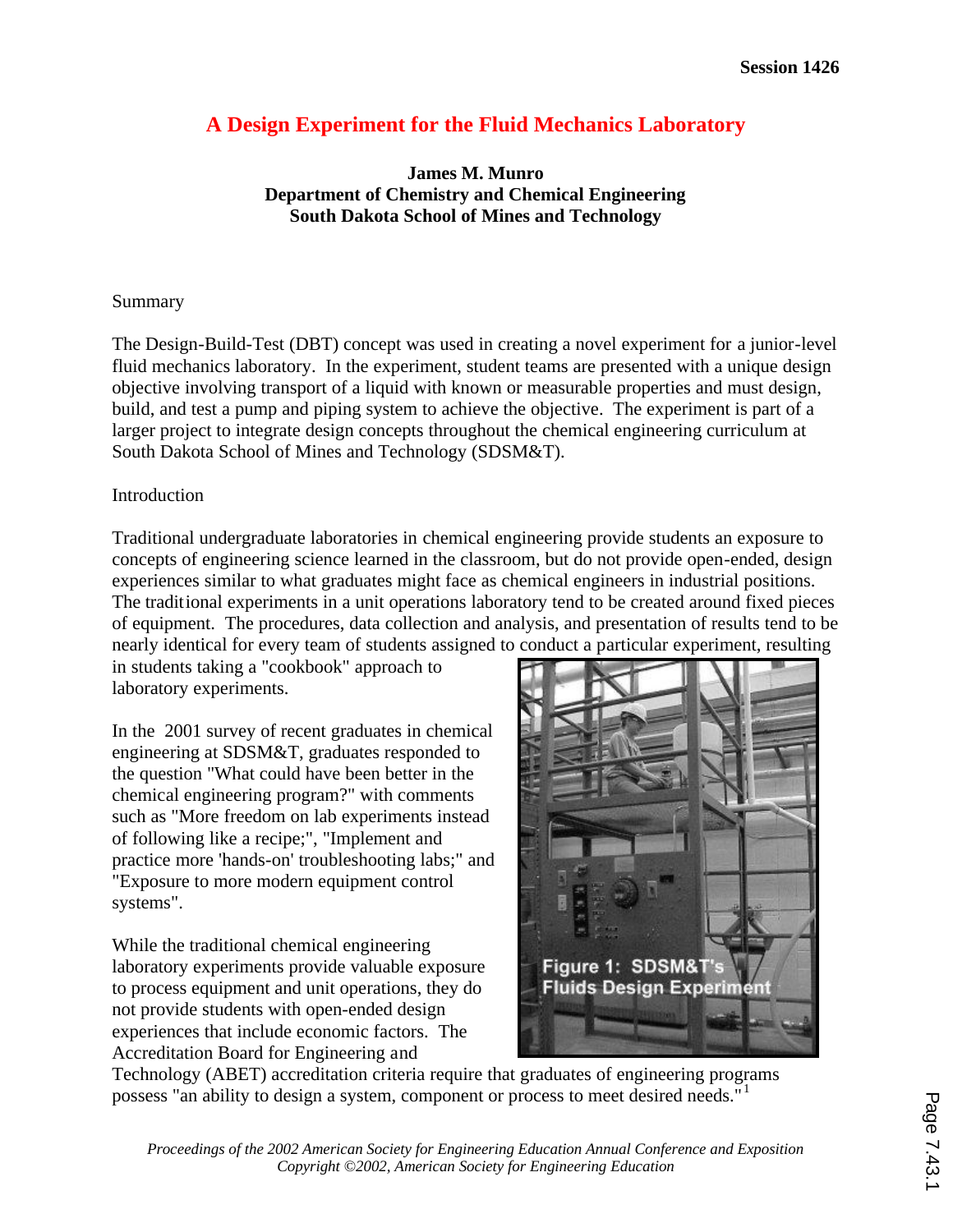# A Design Experiment for the Fluid Mechanics Laboratory

**James M. Munro**
**Department of Chemistry and Chemical Engineering**
**South Dakota School of Mines and Technology**

## Summary

The Design-Build-Test (DBT) concept was used in creating a novel experiment for a junior-level fluid mechanics laboratory. In the experiment, student teams are presented with a unique design objective involving transport of a liquid with known or measurable properties and must design, build, and test a pump and piping system to achieve the objective. The experiment is part of a larger project to integrate design concepts throughout the chemical engineering curriculum at South Dakota School of Mines and Technology (SDSM&T).

## Introduction

Traditional undergraduate laboratories in chemical engineering provide students an exposure to concepts of engineering science learned in the classroom, but do not provide open-ended, design experiences similar to what graduates might face as chemical engineers in industrial positions. The traditional experiments in a unit operations laboratory tend to be created around fixed pieces of equipment. The procedures, data collection and analysis, and presentation of results tend to be nearly identical for every team of students assigned to conduct a particular experiment, resulting in students taking a "cookbook" approach to laboratory experiments.

In the 2001 survey of recent graduates in chemical engineering at SDSM&T, graduates responded to the question "What could have been better in the chemical engineering program?" with comments such as "More freedom on lab experiments instead of following like a recipe;", "Implement and practice more 'hands-on' troubleshooting labs;" and "Exposure to more modern equipment control systems".

Figure 1: SDSM&T's Fluids Design Experiment

While the traditional chemical engineering laboratory experiments provide valuable exposure to process equipment and unit operations, they do not provide students with open-ended design experiences that include economic factors. The Accreditation Board for Engineering and Technology (ABET) accreditation criteria require that graduates of engineering programs possess "an ability to design a system, component or process to meet desired needs."[1]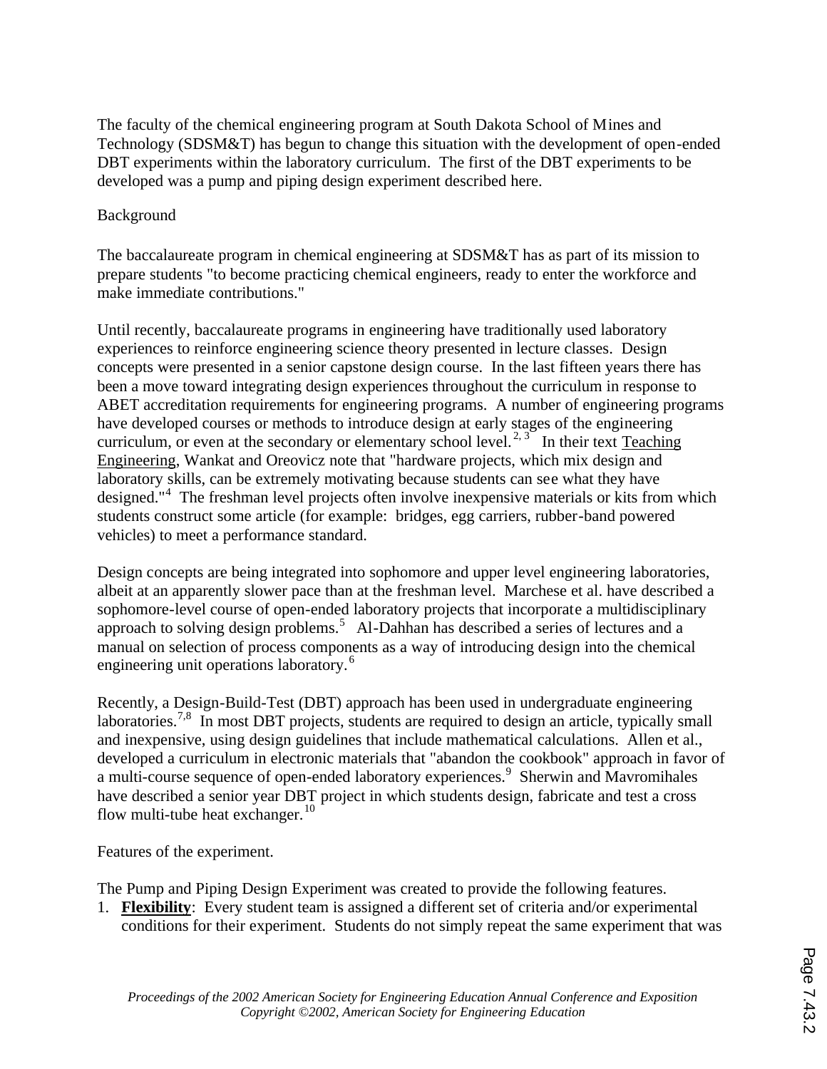The faculty of the chemical engineering program at South Dakota School of Mines and Technology (SDSM&T) has begun to change this situation with the development of open-ended DBT experiments within the laboratory curriculum. The first of the DBT experiments to be developed was a pump and piping design experiment described here.

## Background

The baccalaureate program in chemical engineering at SDSM&T has as part of its mission to prepare students "to become practicing chemical engineers, ready to enter the workforce and make immediate contributions."

Until recently, baccalaureate programs in engineering have traditionally used laboratory experiences to reinforce engineering science theory presented in lecture classes. Design concepts were presented in a senior capstone design course. In the last fifteen years there has been a move toward integrating design experiences throughout the curriculum in response to ABET accreditation requirements for engineering programs. A number of engineering programs have developed courses or methods to introduce design at early stages of the engineering curriculum, or even at the secondary or elementary school level.[2, 3] In their text Teaching Engineering, Wankat and Oreovicz note that "hardware projects, which mix design and laboratory skills, can be extremely motivating because students can see what they have designed."[4] The freshman level projects often involve inexpensive materials or kits from which students construct some article (for example: bridges, egg carriers, rubber-band powered vehicles) to meet a performance standard.

Design concepts are being integrated into sophomore and upper level engineering laboratories, albeit at an apparently slower pace than at the freshman level. Marchese et al. have described a sophomore-level course of open-ended laboratory projects that incorporate a multidisciplinary approach to solving design problems.[5] Al-Dahhan has described a series of lectures and a manual on selection of process components as a way of introducing design into the chemical engineering unit operations laboratory.[6]

Recently, a Design-Build-Test (DBT) approach has been used in undergraduate engineering laboratories.[7,8] In most DBT projects, students are required to design an article, typically small and inexpensive, using design guidelines that include mathematical calculations. Allen et al., developed a curriculum in electronic materials that "abandon the cookbook" approach in favor of a multi-course sequence of open-ended laboratory experiences.[9] Sherwin and Mavromihales have described a senior year DBT project in which students design, fabricate and test a cross flow multi-tube heat exchanger.[10]

## Features of the experiment.

The Pump and Piping Design Experiment was created to provide the following features.

1. **Flexibility**: Every student team is assigned a different set of criteria and/or experimental conditions for their experiment. Students do not simply repeat the same experiment that was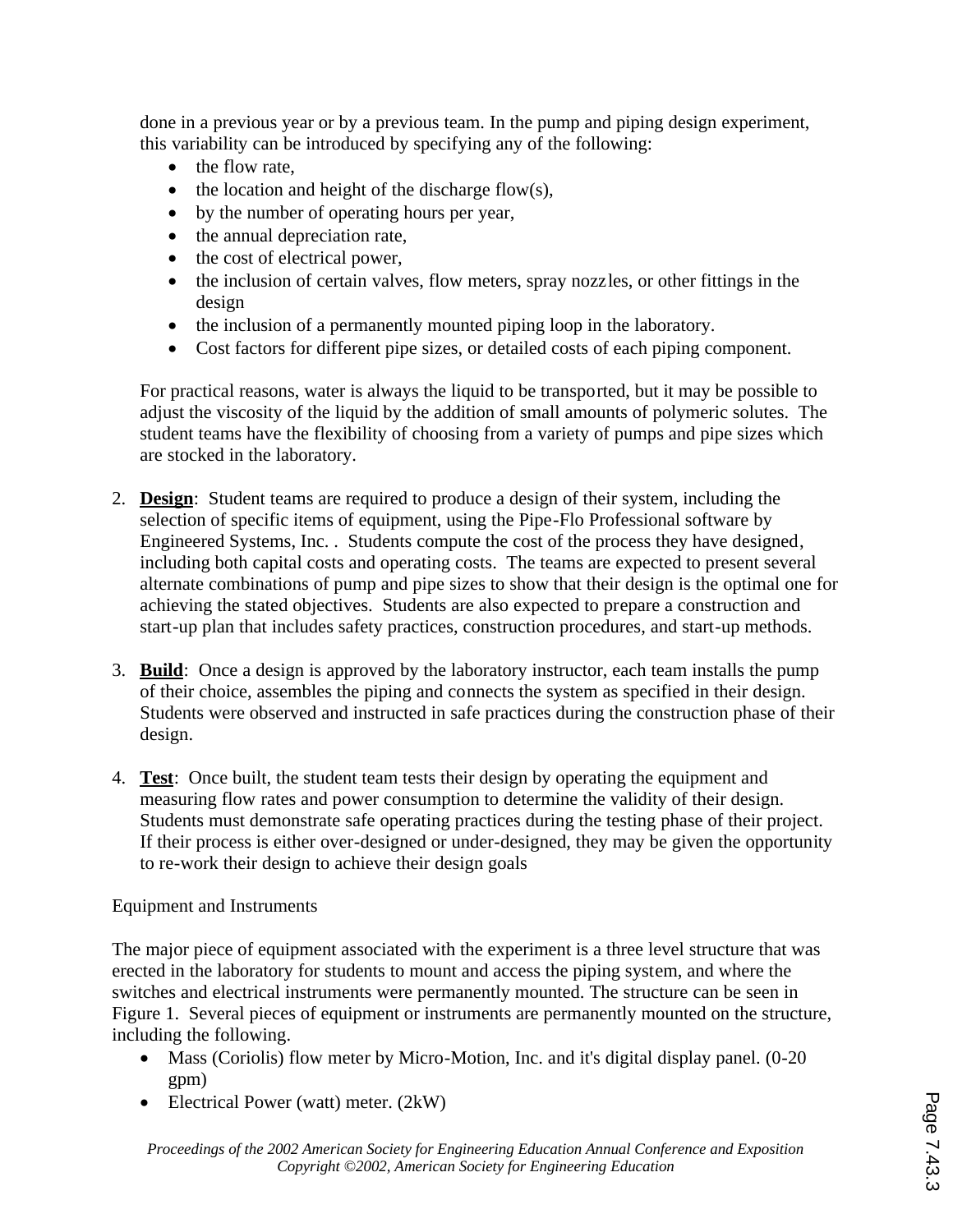done in a previous year or by a previous team. In the pump and piping design experiment, this variability can be introduced by specifying any of the following:

- the flow rate,
- the location and height of the discharge flow(s),
- by the number of operating hours per year,
- the annual depreciation rate,
- the cost of electrical power,
- the inclusion of certain valves, flow meters, spray nozzles, or other fittings in the design
- the inclusion of a permanently mounted piping loop in the laboratory.
- Cost factors for different pipe sizes, or detailed costs of each piping component.

For practical reasons, water is always the liquid to be transported, but it may be possible to adjust the viscosity of the liquid by the addition of small amounts of polymeric solutes. The student teams have the flexibility of choosing from a variety of pumps and pipe sizes which are stocked in the laboratory.

2. **Design**: Student teams are required to produce a design of their system, including the selection of specific items of equipment, using the Pipe-Flo Professional software by Engineered Systems, Inc. . Students compute the cost of the process they have designed, including both capital costs and operating costs. The teams are expected to present several alternate combinations of pump and pipe sizes to show that their design is the optimal one for achieving the stated objectives. Students are also expected to prepare a construction and start-up plan that includes safety practices, construction procedures, and start-up methods.

3. **Build**: Once a design is approved by the laboratory instructor, each team installs the pump of their choice, assembles the piping and connects the system as specified in their design. Students were observed and instructed in safe practices during the construction phase of their design.

4. **Test**: Once built, the student team tests their design by operating the equipment and measuring flow rates and power consumption to determine the validity of their design. Students must demonstrate safe operating practices during the testing phase of their project. If their process is either over-designed or under-designed, they may be given the opportunity to re-work their design to achieve their design goals

Equipment and Instruments

The major piece of equipment associated with the experiment is a three level structure that was erected in the laboratory for students to mount and access the piping system, and where the switches and electrical instruments were permanently mounted. The structure can be seen in Figure 1. Several pieces of equipment or instruments are permanently mounted on the structure, including the following.

- Mass (Coriolis) flow meter by Micro-Motion, Inc. and it's digital display panel. (0-20 gpm)
- Electrical Power (watt) meter. (2kW)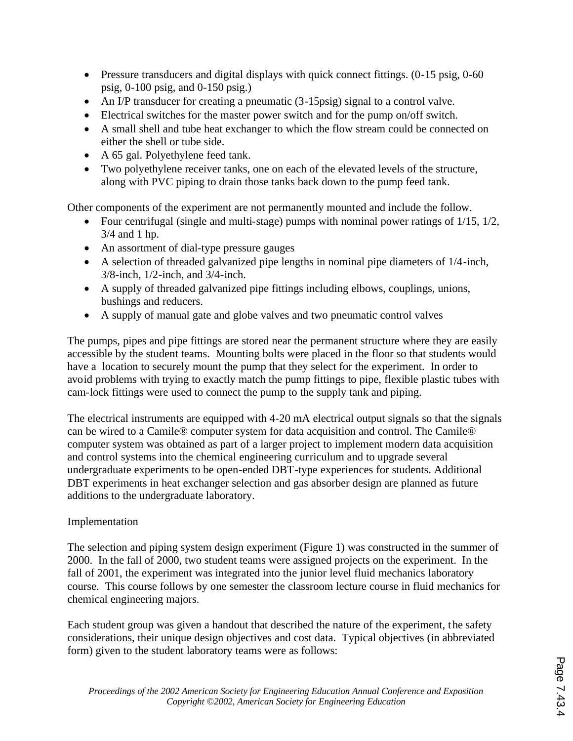- Pressure transducers and digital displays with quick connect fittings. (0-15 psig, 0-60 psig, 0-100 psig, and 0-150 psig.)
- An I/P transducer for creating a pneumatic (3-15psig) signal to a control valve.
- Electrical switches for the master power switch and for the pump on/off switch.
- A small shell and tube heat exchanger to which the flow stream could be connected on either the shell or tube side.
- A 65 gal. Polyethylene feed tank.
- Two polyethylene receiver tanks, one on each of the elevated levels of the structure, along with PVC piping to drain those tanks back down to the pump feed tank.

Other components of the experiment are not permanently mounted and include the follow.

- Four centrifugal (single and multi-stage) pumps with nominal power ratings of 1/15, 1/2, 3/4 and 1 hp.
- An assortment of dial-type pressure gauges
- A selection of threaded galvanized pipe lengths in nominal pipe diameters of 1/4-inch, 3/8-inch, 1/2-inch, and 3/4-inch.
- A supply of threaded galvanized pipe fittings including elbows, couplings, unions, bushings and reducers.
- A supply of manual gate and globe valves and two pneumatic control valves

The pumps, pipes and pipe fittings are stored near the permanent structure where they are easily accessible by the student teams. Mounting bolts were placed in the floor so that students would have a location to securely mount the pump that they select for the experiment. In order to avoid problems with trying to exactly match the pump fittings to pipe, flexible plastic tubes with cam-lock fittings were used to connect the pump to the supply tank and piping.

The electrical instruments are equipped with 4-20 mA electrical output signals so that the signals can be wired to a Camile® computer system for data acquisition and control. The Camile® computer system was obtained as part of a larger project to implement modern data acquisition and control systems into the chemical engineering curriculum and to upgrade several undergraduate experiments to be open-ended DBT-type experiences for students. Additional DBT experiments in heat exchanger selection and gas absorber design are planned as future additions to the undergraduate laboratory.

## Implementation

The selection and piping system design experiment (Figure 1) was constructed in the summer of 2000. In the fall of 2000, two student teams were assigned projects on the experiment. In the fall of 2001, the experiment was integrated into the junior level fluid mechanics laboratory course. This course follows by one semester the classroom lecture course in fluid mechanics for chemical engineering majors.

Each student group was given a handout that described the nature of the experiment, the safety considerations, their unique design objectives and cost data. Typical objectives (in abbreviated form) given to the student laboratory teams were as follows: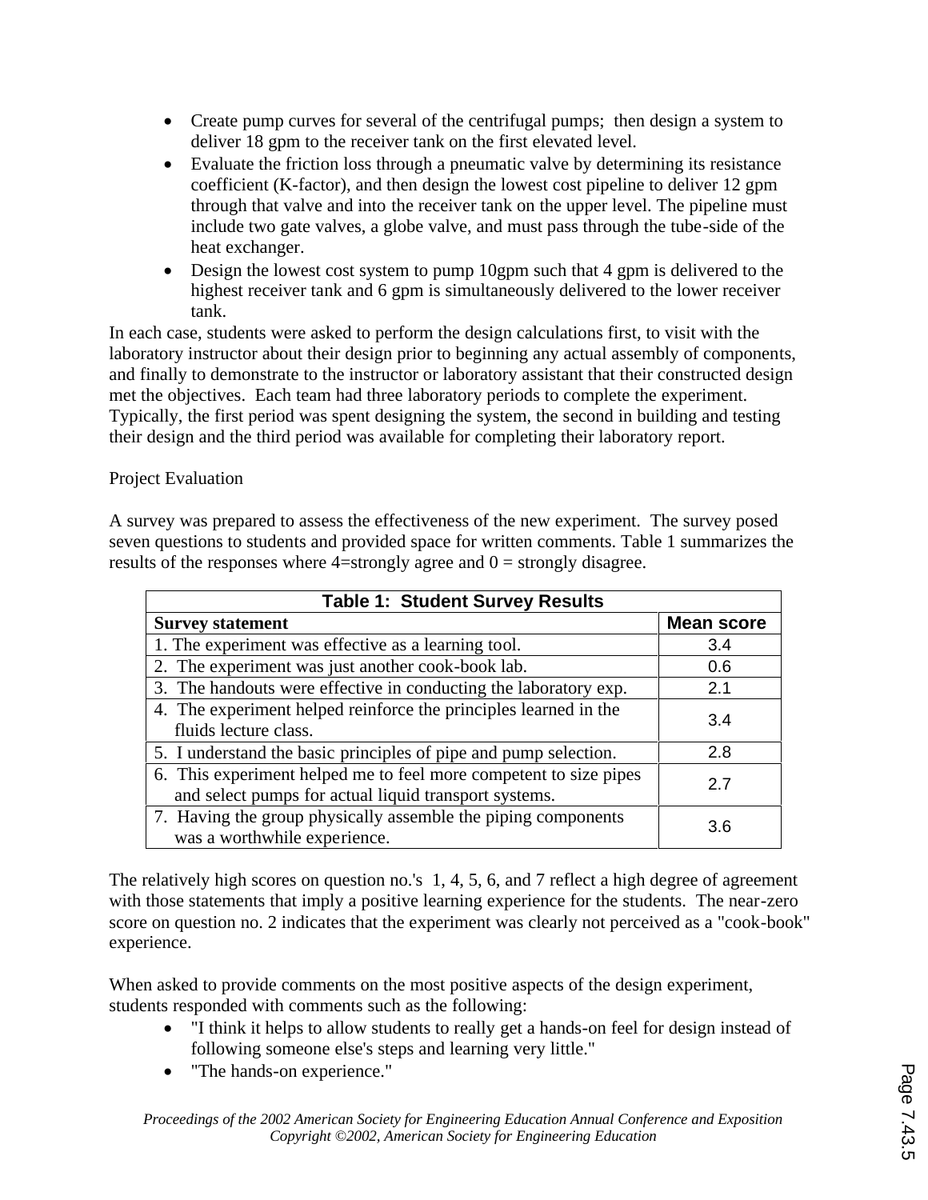- Create pump curves for several of the centrifugal pumps; then design a system to deliver 18 gpm to the receiver tank on the first elevated level.
- Evaluate the friction loss through a pneumatic valve by determining its resistance coefficient (K-factor), and then design the lowest cost pipeline to deliver 12 gpm through that valve and into the receiver tank on the upper level. The pipeline must include two gate valves, a globe valve, and must pass through the tube-side of the heat exchanger.
- Design the lowest cost system to pump 10gpm such that 4 gpm is delivered to the highest receiver tank and 6 gpm is simultaneously delivered to the lower receiver tank.

In each case, students were asked to perform the design calculations first, to visit with the laboratory instructor about their design prior to beginning any actual assembly of components, and finally to demonstrate to the instructor or laboratory assistant that their constructed design met the objectives. Each team had three laboratory periods to complete the experiment. Typically, the first period was spent designing the system, the second in building and testing their design and the third period was available for completing their laboratory report.

Project Evaluation

A survey was prepared to assess the effectiveness of the new experiment. The survey posed seven questions to students and provided space for written comments. Table 1 summarizes the results of the responses where 4=strongly agree and 0 = strongly disagree.

**Table 1: Student Survey Results**

| Survey statement | Mean score |
|---|---|
| 1. The experiment was effective as a learning tool. | 3.4 |
| 2. The experiment was just another cook-book lab. | 0.6 |
| 3. The handouts were effective in conducting the laboratory exp. | 2.1 |
| 4. The experiment helped reinforce the principles learned in the fluids lecture class. | 3.4 |
| 5. I understand the basic principles of pipe and pump selection. | 2.8 |
| 6. This experiment helped me to feel more competent to size pipes and select pumps for actual liquid transport systems. | 2.7 |
| 7. Having the group physically assemble the piping components was a worthwhile experience. | 3.6 |

The relatively high scores on question no.'s 1, 4, 5, 6, and 7 reflect a high degree of agreement with those statements that imply a positive learning experience for the students. The near-zero score on question no. 2 indicates that the experiment was clearly not perceived as a "cook-book" experience.

When asked to provide comments on the most positive aspects of the design experiment, students responded with comments such as the following:

- "I think it helps to allow students to really get a hands-on feel for design instead of following someone else's steps and learning very little."
- "The hands-on experience."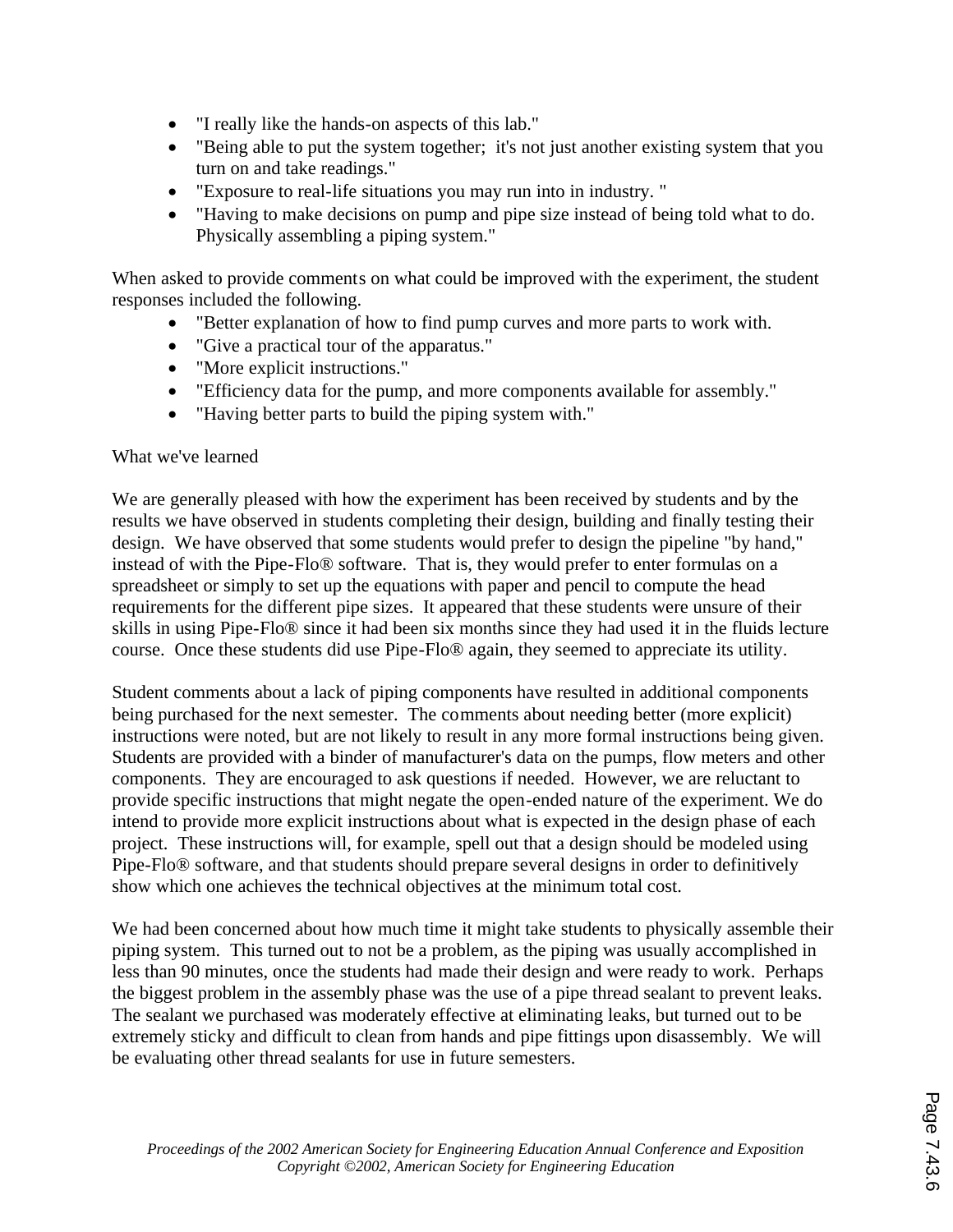- "I really like the hands-on aspects of this lab."
- "Being able to put the system together; it's not just another existing system that you turn on and take readings."
- "Exposure to real-life situations you may run into in industry. "
- "Having to make decisions on pump and pipe size instead of being told what to do. Physically assembling a piping system."

When asked to provide comments on what could be improved with the experiment, the student responses included the following.

- "Better explanation of how to find pump curves and more parts to work with.
- "Give a practical tour of the apparatus."
- "More explicit instructions."
- "Efficiency data for the pump, and more components available for assembly."
- "Having better parts to build the piping system with."

What we've learned

We are generally pleased with how the experiment has been received by students and by the results we have observed in students completing their design, building and finally testing their design. We have observed that some students would prefer to design the pipeline "by hand," instead of with the Pipe-Flo® software. That is, they would prefer to enter formulas on a spreadsheet or simply to set up the equations with paper and pencil to compute the head requirements for the different pipe sizes. It appeared that these students were unsure of their skills in using Pipe-Flo® since it had been six months since they had used it in the fluids lecture course. Once these students did use Pipe-Flo® again, they seemed to appreciate its utility.

Student comments about a lack of piping components have resulted in additional components being purchased for the next semester. The comments about needing better (more explicit) instructions were noted, but are not likely to result in any more formal instructions being given. Students are provided with a binder of manufacturer's data on the pumps, flow meters and other components. They are encouraged to ask questions if needed. However, we are reluctant to provide specific instructions that might negate the open-ended nature of the experiment. We do intend to provide more explicit instructions about what is expected in the design phase of each project. These instructions will, for example, spell out that a design should be modeled using Pipe-Flo® software, and that students should prepare several designs in order to definitively show which one achieves the technical objectives at the minimum total cost.

We had been concerned about how much time it might take students to physically assemble their piping system. This turned out to not be a problem, as the piping was usually accomplished in less than 90 minutes, once the students had made their design and were ready to work. Perhaps the biggest problem in the assembly phase was the use of a pipe thread sealant to prevent leaks. The sealant we purchased was moderately effective at eliminating leaks, but turned out to be extremely sticky and difficult to clean from hands and pipe fittings upon disassembly. We will be evaluating other thread sealants for use in future semesters.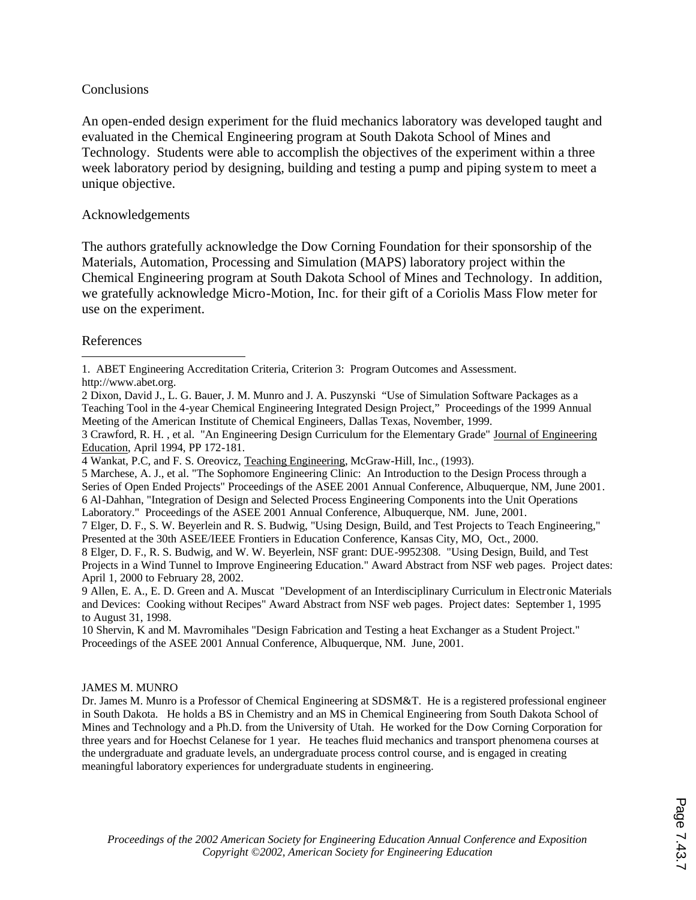## Conclusions

An open-ended design experiment for the fluid mechanics laboratory was developed taught and evaluated in the Chemical Engineering program at South Dakota School of Mines and Technology. Students were able to accomplish the objectives of the experiment within a three week laboratory period by designing, building and testing a pump and piping system to meet a unique objective.

## Acknowledgements

The authors gratefully acknowledge the Dow Corning Foundation for their sponsorship of the Materials, Automation, Processing and Simulation (MAPS) laboratory project within the Chemical Engineering program at South Dakota School of Mines and Technology. In addition, we gratefully acknowledge Micro-Motion, Inc. for their gift of a Coriolis Mass Flow meter for use on the experiment.

## References

1. ABET Engineering Accreditation Criteria, Criterion 3: Program Outcomes and Assessment. http://www.abet.org.

2 Dixon, David J., L. G. Bauer, J. M. Munro and J. A. Puszynski "Use of Simulation Software Packages as a Teaching Tool in the 4-year Chemical Engineering Integrated Design Project," Proceedings of the 1999 Annual Meeting of the American Institute of Chemical Engineers, Dallas Texas, November, 1999.

3 Crawford, R. H. , et al. "An Engineering Design Curriculum for the Elementary Grade" Journal of Engineering Education, April 1994, PP 172-181.

4 Wankat, P.C, and F. S. Oreovicz, Teaching Engineering, McGraw-Hill, Inc., (1993).

5 Marchese, A. J., et al. "The Sophomore Engineering Clinic: An Introduction to the Design Process through a Series of Open Ended Projects" Proceedings of the ASEE 2001 Annual Conference, Albuquerque, NM, June 2001.

6 Al-Dahhan, "Integration of Design and Selected Process Engineering Components into the Unit Operations Laboratory." Proceedings of the ASEE 2001 Annual Conference, Albuquerque, NM. June, 2001.

7 Elger, D. F., S. W. Beyerlein and R. S. Budwig, "Using Design, Build, and Test Projects to Teach Engineering," Presented at the 30th ASEE/IEEE Frontiers in Education Conference, Kansas City, MO, Oct., 2000.

8 Elger, D. F., R. S. Budwig, and W. W. Beyerlein, NSF grant: DUE-9952308. "Using Design, Build, and Test Projects in a Wind Tunnel to Improve Engineering Education." Award Abstract from NSF web pages. Project dates: April 1, 2000 to February 28, 2002.

9 Allen, E. A., E. D. Green and A. Muscat "Development of an Interdisciplinary Curriculum in Electronic Materials and Devices: Cooking without Recipes" Award Abstract from NSF web pages. Project dates: September 1, 1995 to August 31, 1998.

10 Shervin, K and M. Mavromihales "Design Fabrication and Testing a heat Exchanger as a Student Project." Proceedings of the ASEE 2001 Annual Conference, Albuquerque, NM. June, 2001.

JAMES M. MUNRO

Dr. James M. Munro is a Professor of Chemical Engineering at SDSM&T. He is a registered professional engineer in South Dakota. He holds a BS in Chemistry and an MS in Chemical Engineering from South Dakota School of Mines and Technology and a Ph.D. from the University of Utah. He worked for the Dow Corning Corporation for three years and for Hoechst Celanese for 1 year. He teaches fluid mechanics and transport phenomena courses at the undergraduate and graduate levels, an undergraduate process control course, and is engaged in creating meaningful laboratory experiences for undergraduate students in engineering.